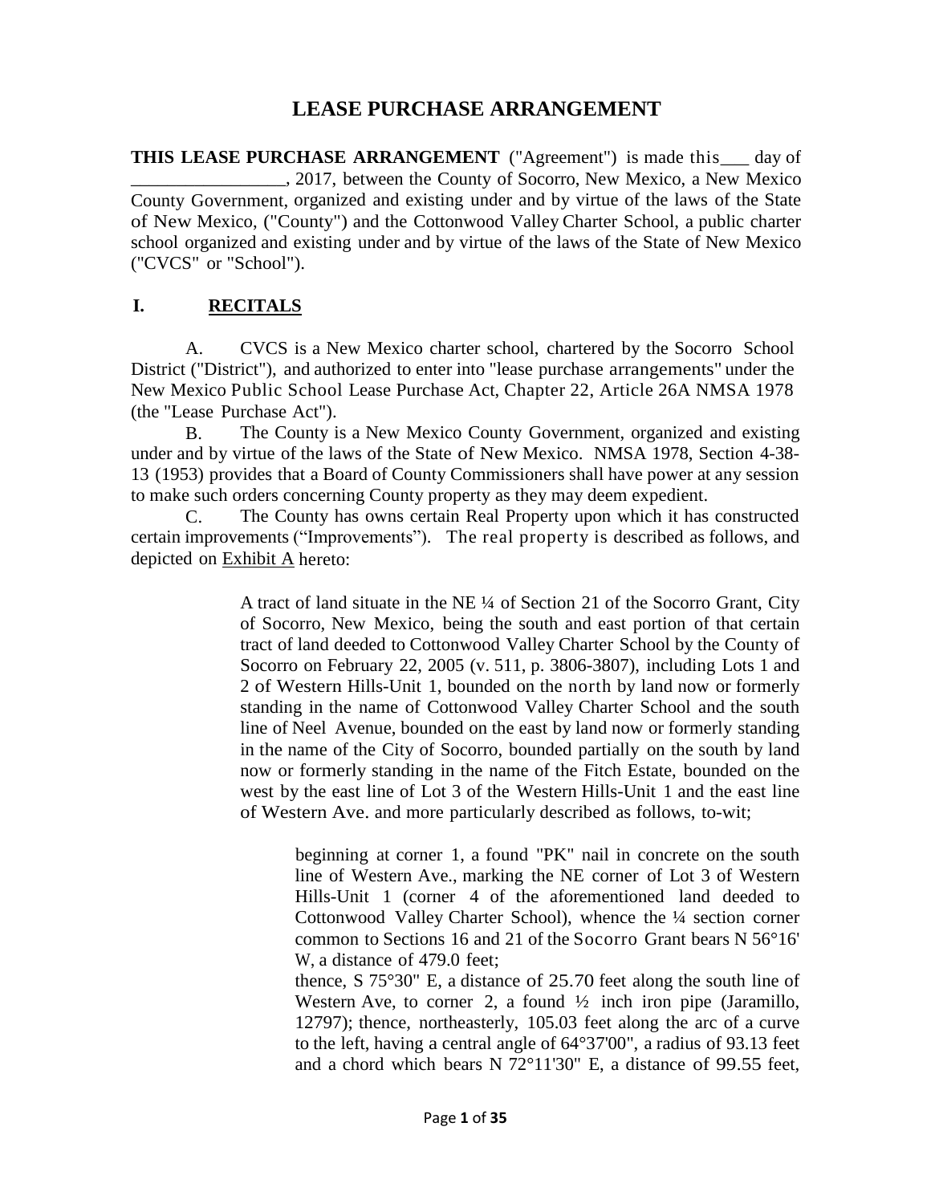# LEASE PURCHASE ARRANGEMENT

**THIS LEASE PURCHASE ARRANGEMENT** ("Agreement") is made this___ day of ________________, 2017, between the County of Socorro, New Mexico, a New Mexico County Government, organized and existing under and by virtue of the laws of the State of New Mexico, ("County") and the Cottonwood Valley Charter School, a public charter school organized and existing under and by virtue of the laws of the State of New Mexico ("CVCS" or "School").

## I. RECITALS

A. CVCS is a New Mexico charter school, chartered by the Socorro School District ("District"), and authorized to enter into "lease purchase arrangements" under the New Mexico Public School Lease Purchase Act, Chapter 22, Article 26A NMSA 1978 (the "Lease Purchase Act").

B. The County is a New Mexico County Government, organized and existing under and by virtue of the laws of the State of New Mexico. NMSA 1978, Section 4-38-13 (1953) provides that a Board of County Commissioners shall have power at any session to make such orders concerning County property as they may deem expedient.

C. The County has owns certain Real Property upon which it has constructed certain improvements ("Improvements"). The real property is described as follows, and depicted on Exhibit A hereto:

> A tract of land situate in the NE ¼ of Section 21 of the Socorro Grant, City of Socorro, New Mexico, being the south and east portion of that certain tract of land deeded to Cottonwood Valley Charter School by the County of Socorro on February 22, 2005 (v. 511, p. 3806-3807), including Lots 1 and 2 of Western Hills-Unit 1, bounded on the north by land now or formerly standing in the name of Cottonwood Valley Charter School and the south line of Neel Avenue, bounded on the east by land now or formerly standing in the name of the City of Socorro, bounded partially on the south by land now or formerly standing in the name of the Fitch Estate, bounded on the west by the east line of Lot 3 of the Western Hills-Unit 1 and the east line of Western Ave. and more particularly described as follows, to-wit;
>
> > beginning at corner 1, a found "PK" nail in concrete on the south line of Western Ave., marking the NE corner of Lot 3 of Western Hills-Unit 1 (corner 4 of the aforementioned land deeded to Cottonwood Valley Charter School), whence the ¼ section corner common to Sections 16 and 21 of the Socorro Grant bears N 56°16' W, a distance of 479.0 feet;
> >
> > thence, S 75°30" E, a distance of 25.70 feet along the south line of Western Ave, to corner 2, a found ½ inch iron pipe (Jaramillo, 12797); thence, northeasterly, 105.03 feet along the arc of a curve to the left, having a central angle of 64°37'00", a radius of 93.13 feet and a chord which bears N 72°11'30" E, a distance of 99.55 feet,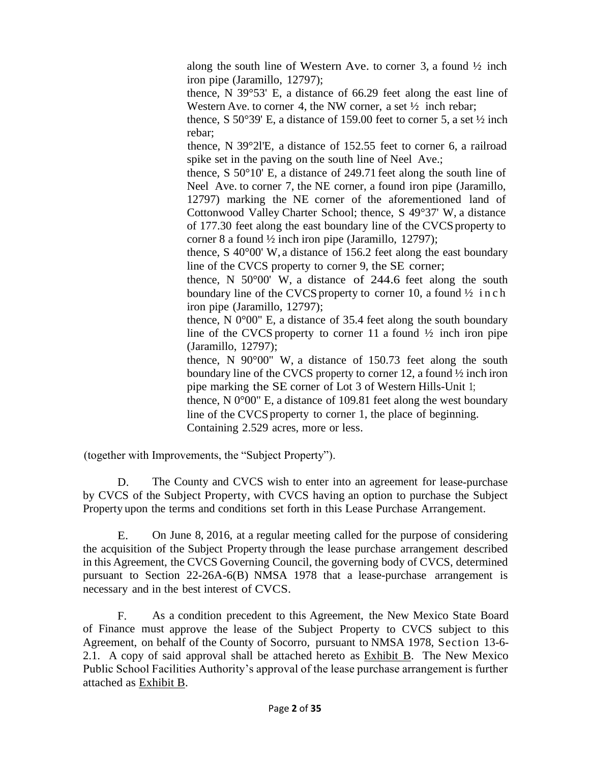along the south line of Western Ave. to corner 3, a found ½ inch iron pipe (Jaramillo, 12797);

thence, N 39°53' E, a distance of 66.29 feet along the east line of Western Ave. to corner 4, the NW corner, a set ½ inch rebar;

thence, S 50°39' E, a distance of 159.00 feet to corner 5, a set ½ inch rebar;

thence, N 39°2l'E, a distance of 152.55 feet to corner 6, a railroad spike set in the paving on the south line of Neel Ave.;

thence, S 50°10' E, a distance of 249.71 feet along the south line of Neel Ave. to corner 7, the NE corner, a found iron pipe (Jaramillo, 12797) marking the NE corner of the aforementioned land of Cottonwood Valley Charter School; thence, S 49°37' W, a distance of 177.30 feet along the east boundary line of the CVCS property to corner 8 a found ½ inch iron pipe (Jaramillo, 12797);

thence, S 40°00' W, a distance of 156.2 feet along the east boundary line of the CVCS property to corner 9, the SE corner;

thence, N 50°00' W, a distance of 244.6 feet along the south boundary line of the CVCS property to corner 10, a found ½ inch iron pipe (Jaramillo, 12797);

thence, N 0°00" E, a distance of 35.4 feet along the south boundary line of the CVCS property to corner 11 a found ½ inch iron pipe (Jaramillo, 12797);

thence, N 90°00" W, a distance of 150.73 feet along the south boundary line of the CVCS property to corner 12, a found ½ inch iron pipe marking the SE corner of Lot 3 of Western Hills-Unit 1;

thence, N 0°00" E, a distance of 109.81 feet along the west boundary line of the CVCS property to corner 1, the place of beginning.

Containing 2.529 acres, more or less.

(together with Improvements, the "Subject Property").

D. The County and CVCS wish to enter into an agreement for lease-purchase by CVCS of the Subject Property, with CVCS having an option to purchase the Subject Property upon the terms and conditions set forth in this Lease Purchase Arrangement.

E. On June 8, 2016, at a regular meeting called for the purpose of considering the acquisition of the Subject Property through the lease purchase arrangement described in this Agreement, the CVCS Governing Council, the governing body of CVCS, determined pursuant to Section 22-26A-6(B) NMSA 1978 that a lease-purchase arrangement is necessary and in the best interest of CVCS.

F. As a condition precedent to this Agreement, the New Mexico State Board of Finance must approve the lease of the Subject Property to CVCS subject to this Agreement, on behalf of the County of Socorro, pursuant to NMSA 1978, Section 13-6-2.1. A copy of said approval shall be attached hereto as Exhibit B. The New Mexico Public School Facilities Authority's approval of the lease purchase arrangement is further attached as Exhibit B.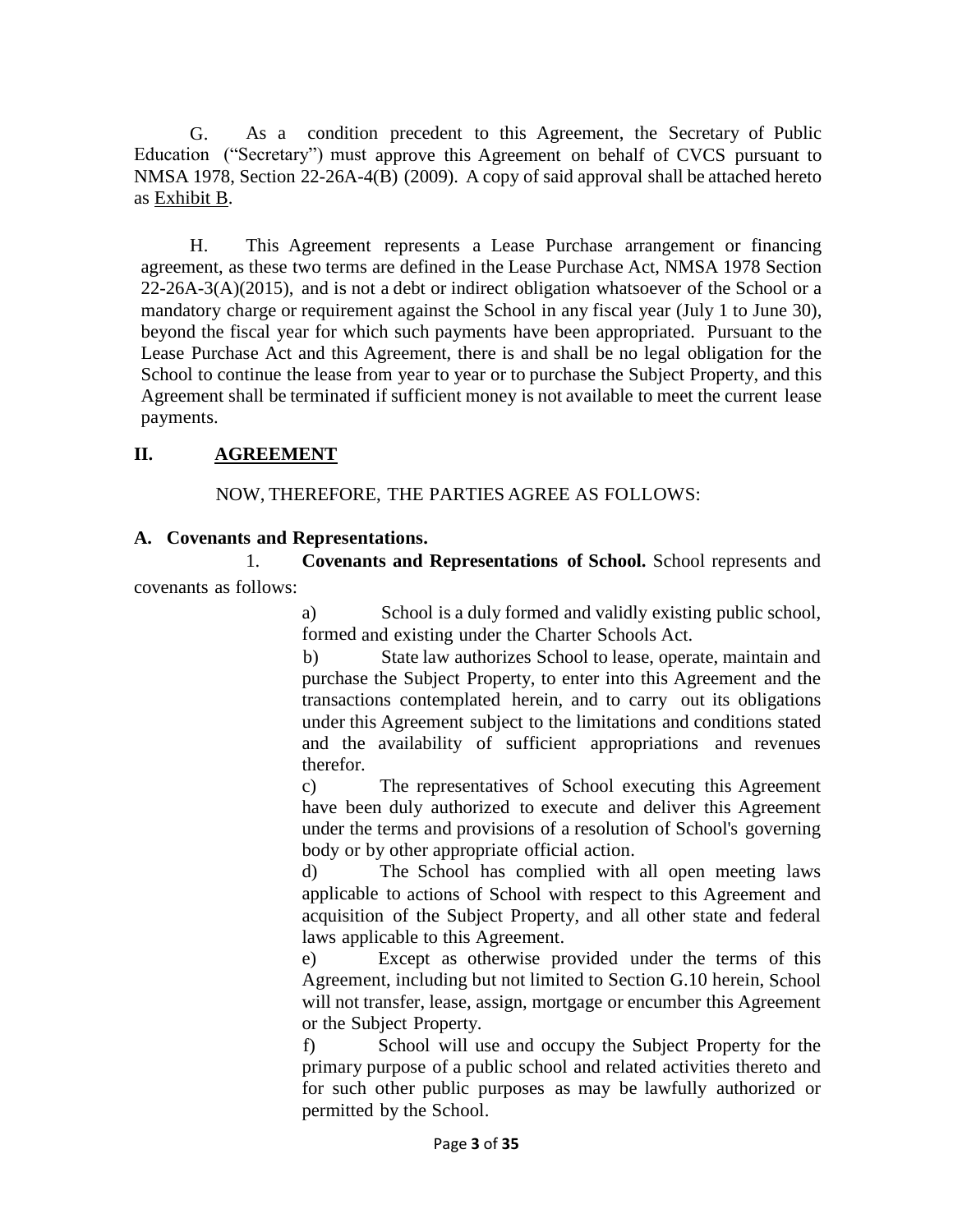G. As a condition precedent to this Agreement, the Secretary of Public Education ("Secretary") must approve this Agreement on behalf of CVCS pursuant to NMSA 1978, Section 22-26A-4(B) (2009). A copy of said approval shall be attached hereto as Exhibit B.

H. This Agreement represents a Lease Purchase arrangement or financing agreement, as these two terms are defined in the Lease Purchase Act, NMSA 1978 Section 22-26A-3(A)(2015), and is not a debt or indirect obligation whatsoever of the School or a mandatory charge or requirement against the School in any fiscal year (July 1 to June 30), beyond the fiscal year for which such payments have been appropriated. Pursuant to the Lease Purchase Act and this Agreement, there is and shall be no legal obligation for the School to continue the lease from year to year or to purchase the Subject Property, and this Agreement shall be terminated if sufficient money is not available to meet the current lease payments.

## II. AGREEMENT

NOW, THEREFORE, THE PARTIES AGREE AS FOLLOWS:

### A. Covenants and Representations.

1. **Covenants and Representations of School.** School represents and covenants as follows:

a) School is a duly formed and validly existing public school, formed and existing under the Charter Schools Act.

b) State law authorizes School to lease, operate, maintain and purchase the Subject Property, to enter into this Agreement and the transactions contemplated herein, and to carry out its obligations under this Agreement subject to the limitations and conditions stated and the availability of sufficient appropriations and revenues therefor.

c) The representatives of School executing this Agreement have been duly authorized to execute and deliver this Agreement under the terms and provisions of a resolution of School's governing body or by other appropriate official action.

d) The School has complied with all open meeting laws applicable to actions of School with respect to this Agreement and acquisition of the Subject Property, and all other state and federal laws applicable to this Agreement.

e) Except as otherwise provided under the terms of this Agreement, including but not limited to Section G.10 herein, School will not transfer, lease, assign, mortgage or encumber this Agreement or the Subject Property.

f) School will use and occupy the Subject Property for the primary purpose of a public school and related activities thereto and for such other public purposes as may be lawfully authorized or permitted by the School.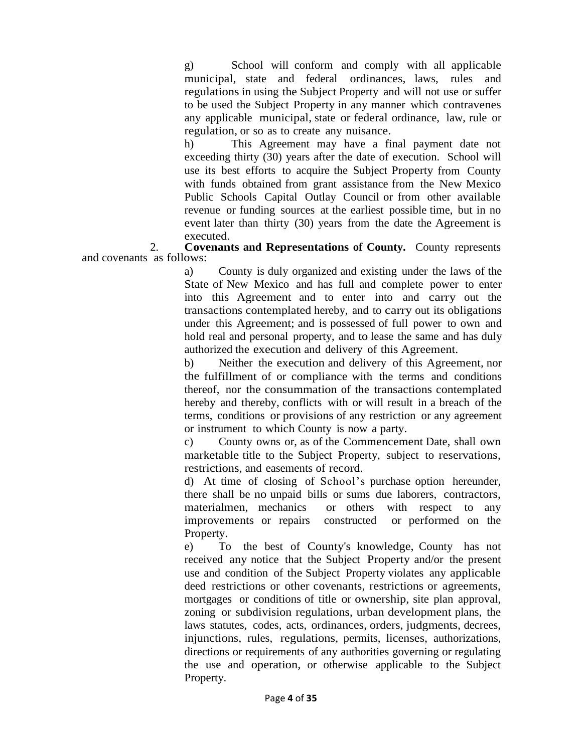g) School will conform and comply with all applicable municipal, state and federal ordinances, laws, rules and regulations in using the Subject Property and will not use or suffer to be used the Subject Property in any manner which contravenes any applicable municipal, state or federal ordinance, law, rule or regulation, or so as to create any nuisance.

h) This Agreement may have a final payment date not exceeding thirty (30) years after the date of execution. School will use its best efforts to acquire the Subject Property from County with funds obtained from grant assistance from the New Mexico Public Schools Capital Outlay Council or from other available revenue or funding sources at the earliest possible time, but in no event later than thirty (30) years from the date the Agreement is executed.

2. **Covenants and Representations of County.** County represents and covenants as follows:

a) County is duly organized and existing under the laws of the State of New Mexico and has full and complete power to enter into this Agreement and to enter into and carry out the transactions contemplated hereby, and to carry out its obligations under this Agreement; and is possessed of full power to own and hold real and personal property, and to lease the same and has duly authorized the execution and delivery of this Agreement.

b) Neither the execution and delivery of this Agreement, nor the fulfillment of or compliance with the terms and conditions thereof, nor the consummation of the transactions contemplated hereby and thereby, conflicts with or will result in a breach of the terms, conditions or provisions of any restriction or any agreement or instrument to which County is now a party.

c) County owns or, as of the Commencement Date, shall own marketable title to the Subject Property, subject to reservations, restrictions, and easements of record.

d) At time of closing of School's purchase option hereunder, there shall be no unpaid bills or sums due laborers, contractors, materialmen, mechanics or others with respect to any improvements or repairs constructed or performed on the Property.

e) To the best of County's knowledge, County has not received any notice that the Subject Property and/or the present use and condition of the Subject Property violates any applicable deed restrictions or other covenants, restrictions or agreements, mortgages or conditions of title or ownership, site plan approval, zoning or subdivision regulations, urban development plans, the laws statutes, codes, acts, ordinances, orders, judgments, decrees, injunctions, rules, regulations, permits, licenses, authorizations, directions or requirements of any authorities governing or regulating the use and operation, or otherwise applicable to the Subject Property.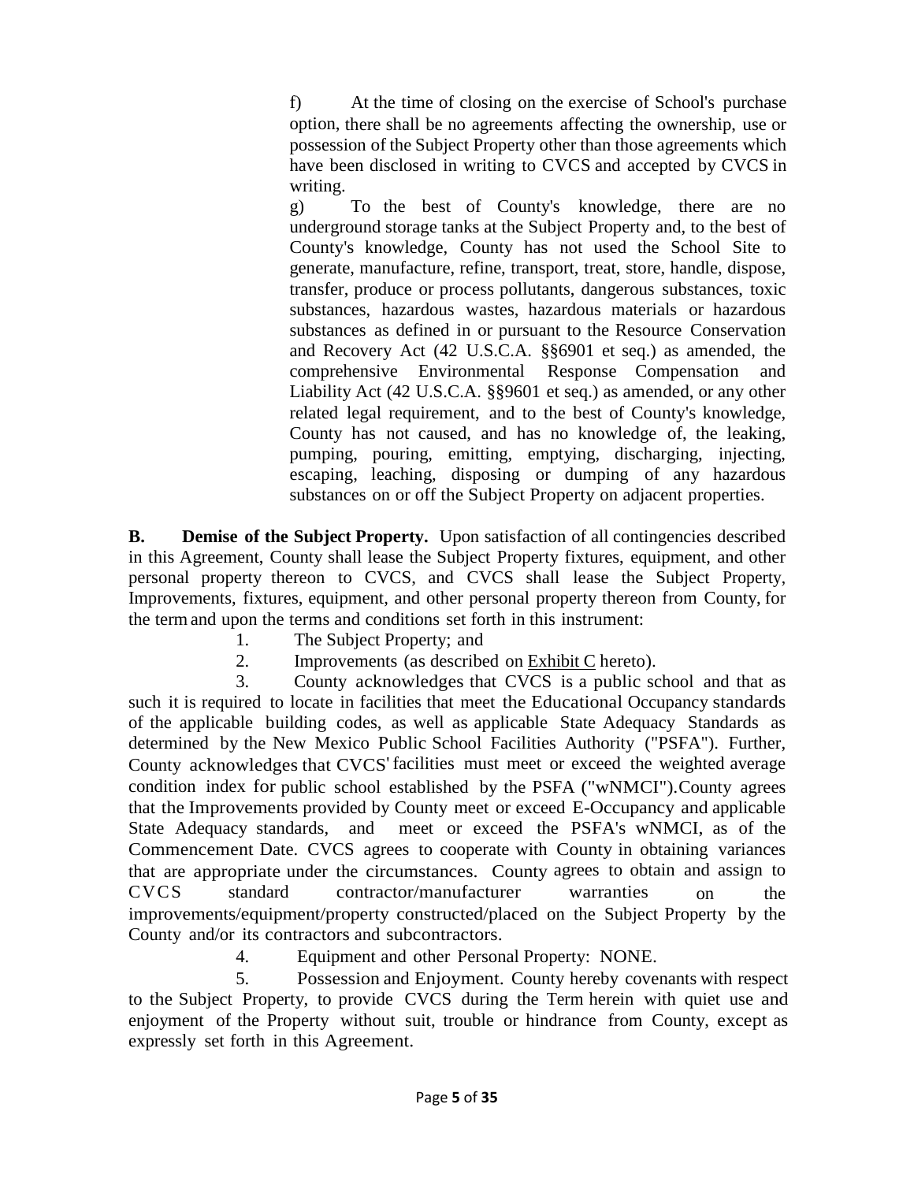f) At the time of closing on the exercise of School's purchase option, there shall be no agreements affecting the ownership, use or possession of the Subject Property other than those agreements which have been disclosed in writing to CVCS and accepted by CVCS in writing.

g) To the best of County's knowledge, there are no underground storage tanks at the Subject Property and, to the best of County's knowledge, County has not used the School Site to generate, manufacture, refine, transport, treat, store, handle, dispose, transfer, produce or process pollutants, dangerous substances, toxic substances, hazardous wastes, hazardous materials or hazardous substances as defined in or pursuant to the Resource Conservation and Recovery Act (42 U.S.C.A. §§6901 et seq.) as amended, the comprehensive Environmental Response Compensation and Liability Act (42 U.S.C.A. §§9601 et seq.) as amended, or any other related legal requirement, and to the best of County's knowledge, County has not caused, and has no knowledge of, the leaking, pumping, pouring, emitting, emptying, discharging, injecting, escaping, leaching, disposing or dumping of any hazardous substances on or off the Subject Property on adjacent properties.

**B. Demise of the Subject Property.** Upon satisfaction of all contingencies described in this Agreement, County shall lease the Subject Property fixtures, equipment, and other personal property thereon to CVCS, and CVCS shall lease the Subject Property, Improvements, fixtures, equipment, and other personal property thereon from County, for the term and upon the terms and conditions set forth in this instrument:

1. The Subject Property; and
2. Improvements (as described on Exhibit C hereto).
3. County acknowledges that CVCS is a public school and that as such it is required to locate in facilities that meet the Educational Occupancy standards of the applicable building codes, as well as applicable State Adequacy Standards as determined by the New Mexico Public School Facilities Authority ("PSFA"). Further, County acknowledges that CVCS' facilities must meet or exceed the weighted average condition index for public school established by the PSFA ("wNMCI"). County agrees that the Improvements provided by County meet or exceed E-Occupancy and applicable State Adequacy standards, and meet or exceed the PSFA's wNMCI, as of the Commencement Date. CVCS agrees to cooperate with County in obtaining variances that are appropriate under the circumstances. County agrees to obtain and assign to CVCS standard contractor/manufacturer warranties on the improvements/equipment/property constructed/placed on the Subject Property by the County and/or its contractors and subcontractors.
4. Equipment and other Personal Property: NONE.
5. Possession and Enjoyment. County hereby covenants with respect to the Subject Property, to provide CVCS during the Term herein with quiet use and enjoyment of the Property without suit, trouble or hindrance from County, except as expressly set forth in this Agreement.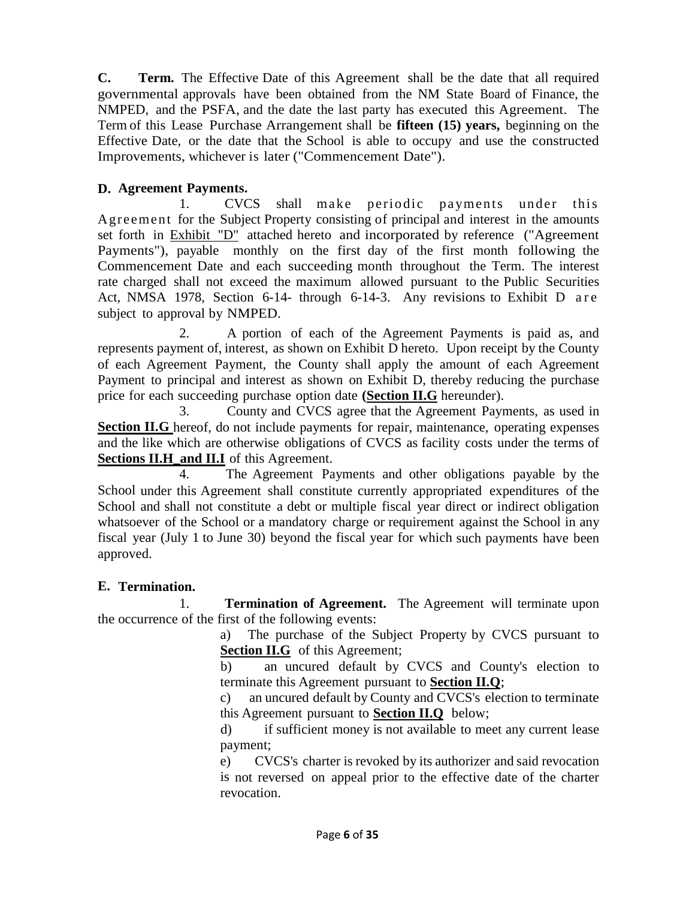**C. Term.** The Effective Date of this Agreement shall be the date that all required governmental approvals have been obtained from the NM State Board of Finance, the NMPED, and the PSFA, and the date the last party has executed this Agreement. The Term of this Lease Purchase Arrangement shall be **fifteen (15) years,** beginning on the Effective Date, or the date that the School is able to occupy and use the constructed Improvements, whichever is later ("Commencement Date").

**D. Agreement Payments.**

1. CVCS shall make periodic payments under this Agreement for the Subject Property consisting of principal and interest in the amounts set forth in Exhibit "D" attached hereto and incorporated by reference ("Agreement Payments"), payable monthly on the first day of the first month following the Commencement Date and each succeeding month throughout the Term. The interest rate charged shall not exceed the maximum allowed pursuant to the Public Securities Act, NMSA 1978, Section 6-14- through 6-14-3. Any revisions to Exhibit D are subject to approval by NMPED.

2. A portion of each of the Agreement Payments is paid as, and represents payment of, interest, as shown on Exhibit D hereto. Upon receipt by the County of each Agreement Payment, the County shall apply the amount of each Agreement Payment to principal and interest as shown on Exhibit D, thereby reducing the purchase price for each succeeding purchase option date **(Section II.G** hereunder).

3. County and CVCS agree that the Agreement Payments, as used in **Section II.G** hereof, do not include payments for repair, maintenance, operating expenses and the like which are otherwise obligations of CVCS as facility costs under the terms of **Sections II.H and II.I** of this Agreement.

4. The Agreement Payments and other obligations payable by the School under this Agreement shall constitute currently appropriated expenditures of the School and shall not constitute a debt or multiple fiscal year direct or indirect obligation whatsoever of the School or a mandatory charge or requirement against the School in any fiscal year (July 1 to June 30) beyond the fiscal year for which such payments have been approved.

**E. Termination.**

1. **Termination of Agreement.** The Agreement will terminate upon the occurrence of the first of the following events:

a) The purchase of the Subject Property by CVCS pursuant to **Section II.G** of this Agreement;

b) an uncured default by CVCS and County's election to terminate this Agreement pursuant to **Section II.Q**;

c) an uncured default by County and CVCS's election to terminate this Agreement pursuant to **Section II.Q** below;

d) if sufficient money is not available to meet any current lease payment;

e) CVCS's charter is revoked by its authorizer and said revocation is not reversed on appeal prior to the effective date of the charter revocation.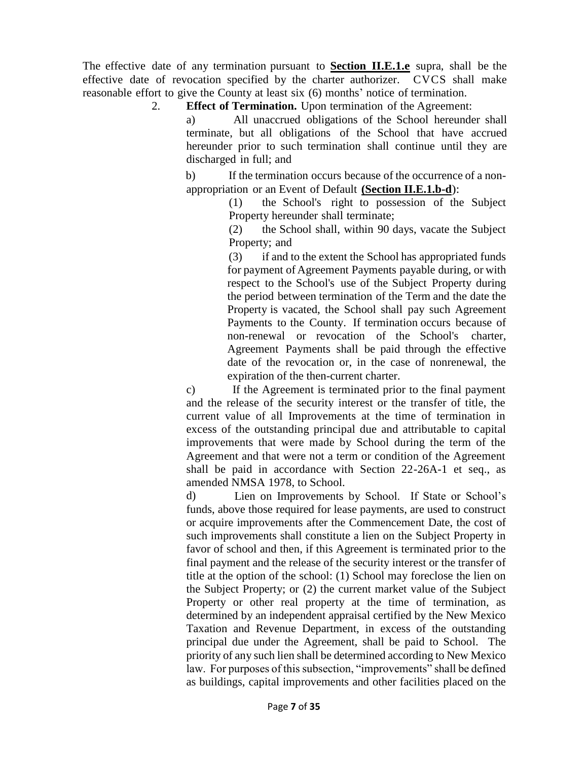The effective date of any termination pursuant to **Section II.E.1.e** supra, shall be the effective date of revocation specified by the charter authorizer. CVCS shall make reasonable effort to give the County at least six (6) months' notice of termination.

2. **Effect of Termination.** Upon termination of the Agreement:

   a) All unaccrued obligations of the School hereunder shall terminate, but all obligations of the School that have accrued hereunder prior to such termination shall continue until they are discharged in full; and

   b) If the termination occurs because of the occurrence of a non-appropriation or an Event of Default **(Section II.E.1.b-d)**:

      (1) the School's right to possession of the Subject Property hereunder shall terminate;

      (2) the School shall, within 90 days, vacate the Subject Property; and

      (3) if and to the extent the School has appropriated funds for payment of Agreement Payments payable during, or with respect to the School's use of the Subject Property during the period between termination of the Term and the date the Property is vacated, the School shall pay such Agreement Payments to the County. If termination occurs because of non-renewal or revocation of the School's charter, Agreement Payments shall be paid through the effective date of the revocation or, in the case of nonrenewal, the expiration of the then-current charter.

   c) If the Agreement is terminated prior to the final payment and the release of the security interest or the transfer of title, the current value of all Improvements at the time of termination in excess of the outstanding principal due and attributable to capital improvements that were made by School during the term of the Agreement and that were not a term or condition of the Agreement shall be paid in accordance with Section 22-26A-1 et seq., as amended NMSA 1978, to School.

   d) Lien on Improvements by School. If State or School's funds, above those required for lease payments, are used to construct or acquire improvements after the Commencement Date, the cost of such improvements shall constitute a lien on the Subject Property in favor of school and then, if this Agreement is terminated prior to the final payment and the release of the security interest or the transfer of title at the option of the school: (1) School may foreclose the lien on the Subject Property; or (2) the current market value of the Subject Property or other real property at the time of termination, as determined by an independent appraisal certified by the New Mexico Taxation and Revenue Department, in excess of the outstanding principal due under the Agreement, shall be paid to School. The priority of any such lien shall be determined according to New Mexico law. For purposes of this subsection, "improvements" shall be defined as buildings, capital improvements and other facilities placed on the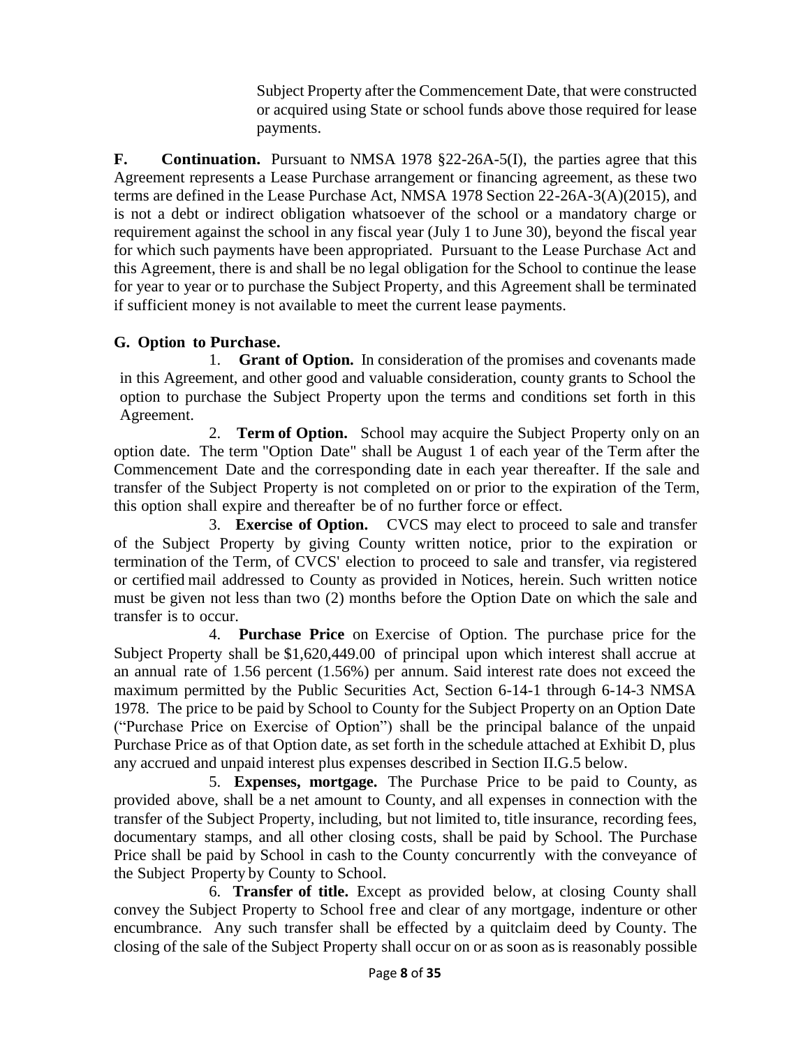Subject Property after the Commencement Date, that were constructed or acquired using State or school funds above those required for lease payments.

**F. Continuation.** Pursuant to NMSA 1978 §22-26A-5(I), the parties agree that this Agreement represents a Lease Purchase arrangement or financing agreement, as these two terms are defined in the Lease Purchase Act, NMSA 1978 Section 22-26A-3(A)(2015), and is not a debt or indirect obligation whatsoever of the school or a mandatory charge or requirement against the school in any fiscal year (July 1 to June 30), beyond the fiscal year for which such payments have been appropriated. Pursuant to the Lease Purchase Act and this Agreement, there is and shall be no legal obligation for the School to continue the lease for year to year or to purchase the Subject Property, and this Agreement shall be terminated if sufficient money is not available to meet the current lease payments.

**G. Option to Purchase.**

1. **Grant of Option.** In consideration of the promises and covenants made in this Agreement, and other good and valuable consideration, county grants to School the option to purchase the Subject Property upon the terms and conditions set forth in this Agreement.

2. **Term of Option.** School may acquire the Subject Property only on an option date. The term "Option Date" shall be August 1 of each year of the Term after the Commencement Date and the corresponding date in each year thereafter. If the sale and transfer of the Subject Property is not completed on or prior to the expiration of the Term, this option shall expire and thereafter be of no further force or effect.

3. **Exercise of Option.** CVCS may elect to proceed to sale and transfer of the Subject Property by giving County written notice, prior to the expiration or termination of the Term, of CVCS' election to proceed to sale and transfer, via registered or certified mail addressed to County as provided in Notices, herein. Such written notice must be given not less than two (2) months before the Option Date on which the sale and transfer is to occur.

4. **Purchase Price** on Exercise of Option. The purchase price for the Subject Property shall be $1,620,449.00 of principal upon which interest shall accrue at an annual rate of 1.56 percent (1.56%) per annum. Said interest rate does not exceed the maximum permitted by the Public Securities Act, Section 6-14-1 through 6-14-3 NMSA 1978. The price to be paid by School to County for the Subject Property on an Option Date ("Purchase Price on Exercise of Option") shall be the principal balance of the unpaid Purchase Price as of that Option date, as set forth in the schedule attached at Exhibit D, plus any accrued and unpaid interest plus expenses described in Section II.G.5 below.

5. **Expenses, mortgage.** The Purchase Price to be paid to County, as provided above, shall be a net amount to County, and all expenses in connection with the transfer of the Subject Property, including, but not limited to, title insurance, recording fees, documentary stamps, and all other closing costs, shall be paid by School. The Purchase Price shall be paid by School in cash to the County concurrently with the conveyance of the Subject Property by County to School.

6. **Transfer of title.** Except as provided below, at closing County shall convey the Subject Property to School free and clear of any mortgage, indenture or other encumbrance. Any such transfer shall be effected by a quitclaim deed by County. The closing of the sale of the Subject Property shall occur on or as soon as is reasonably possible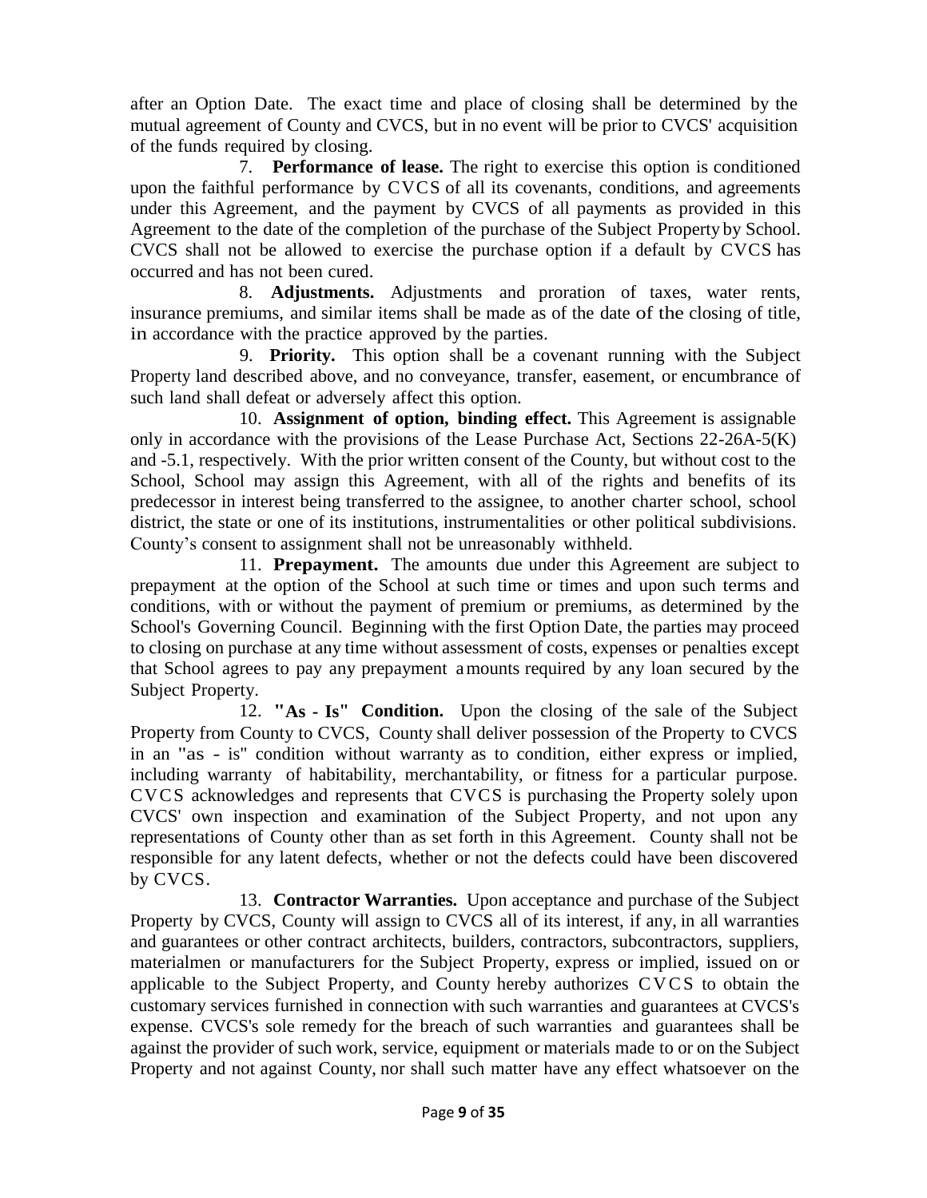after an Option Date. The exact time and place of closing shall be determined by the mutual agreement of County and CVCS, but in no event will be prior to CVCS' acquisition of the funds required by closing.

7. **Performance of lease.** The right to exercise this option is conditioned upon the faithful performance by CVCS of all its covenants, conditions, and agreements under this Agreement, and the payment by CVCS of all payments as provided in this Agreement to the date of the completion of the purchase of the Subject Property by School. CVCS shall not be allowed to exercise the purchase option if a default by CVCS has occurred and has not been cured.

8. **Adjustments.** Adjustments and proration of taxes, water rents, insurance premiums, and similar items shall be made as of the date of the closing of title, in accordance with the practice approved by the parties.

9. **Priority.** This option shall be a covenant running with the Subject Property land described above, and no conveyance, transfer, easement, or encumbrance of such land shall defeat or adversely affect this option.

10. **Assignment of option, binding effect.** This Agreement is assignable only in accordance with the provisions of the Lease Purchase Act, Sections 22-26A-5(K) and -5.1, respectively. With the prior written consent of the County, but without cost to the School, School may assign this Agreement, with all of the rights and benefits of its predecessor in interest being transferred to the assignee, to another charter school, school district, the state or one of its institutions, instrumentalities or other political subdivisions. County's consent to assignment shall not be unreasonably withheld.

11. **Prepayment.** The amounts due under this Agreement are subject to prepayment at the option of the School at such time or times and upon such terms and conditions, with or without the payment of premium or premiums, as determined by the School's Governing Council. Beginning with the first Option Date, the parties may proceed to closing on purchase at any time without assessment of costs, expenses or penalties except that School agrees to pay any prepayment amounts required by any loan secured by the Subject Property.

12. **"As - Is" Condition.** Upon the closing of the sale of the Subject Property from County to CVCS, County shall deliver possession of the Property to CVCS in an "as - is" condition without warranty as to condition, either express or implied, including warranty of habitability, merchantability, or fitness for a particular purpose. CVCS acknowledges and represents that CVCS is purchasing the Property solely upon CVCS' own inspection and examination of the Subject Property, and not upon any representations of County other than as set forth in this Agreement. County shall not be responsible for any latent defects, whether or not the defects could have been discovered by CVCS.

13. **Contractor Warranties.** Upon acceptance and purchase of the Subject Property by CVCS, County will assign to CVCS all of its interest, if any, in all warranties and guarantees or other contract architects, builders, contractors, subcontractors, suppliers, materialmen or manufacturers for the Subject Property, express or implied, issued on or applicable to the Subject Property, and County hereby authorizes CVCS to obtain the customary services furnished in connection with such warranties and guarantees at CVCS's expense. CVCS's sole remedy for the breach of such warranties and guarantees shall be against the provider of such work, service, equipment or materials made to or on the Subject Property and not against County, nor shall such matter have any effect whatsoever on the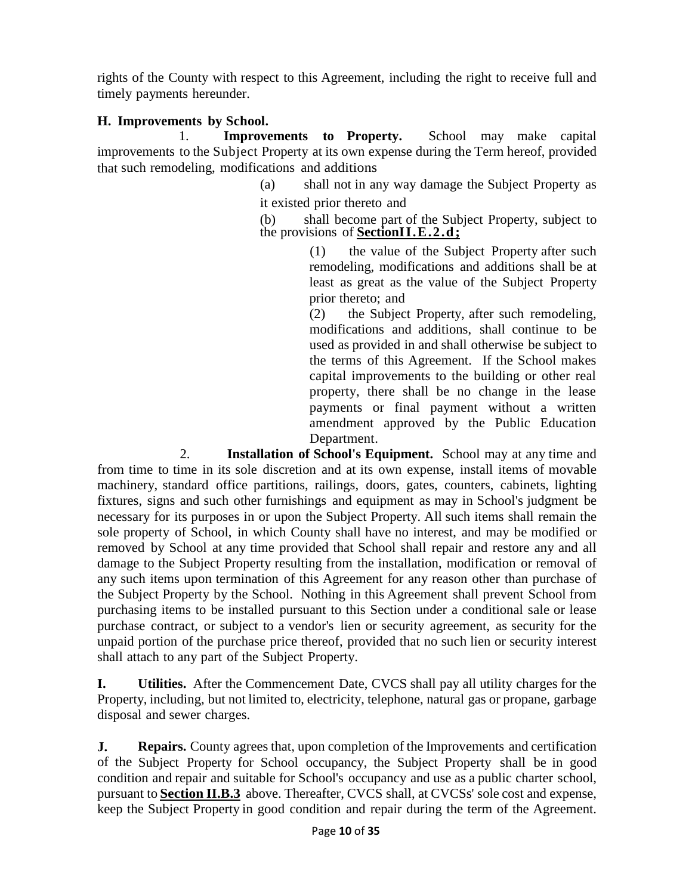rights of the County with respect to this Agreement, including the right to receive full and timely payments hereunder.

**H. Improvements by School.**

1. **Improvements to Property.** School may make capital improvements to the Subject Property at its own expense during the Term hereof, provided that such remodeling, modifications and additions

   (a) shall not in any way damage the Subject Property as it existed prior thereto and

   (b) shall become part of the Subject Property, subject to the provisions of **<u>SectionII.E.2.d;</u>**

   (1) the value of the Subject Property after such remodeling, modifications and additions shall be at least as great as the value of the Subject Property prior thereto; and

   (2) the Subject Property, after such remodeling, modifications and additions, shall continue to be used as provided in and shall otherwise be subject to the terms of this Agreement. If the School makes capital improvements to the building or other real property, there shall be no change in the lease payments or final payment without a written amendment approved by the Public Education Department.

2. **Installation of School's Equipment.** School may at any time and from time to time in its sole discretion and at its own expense, install items of movable machinery, standard office partitions, railings, doors, gates, counters, cabinets, lighting fixtures, signs and such other furnishings and equipment as may in School's judgment be necessary for its purposes in or upon the Subject Property. All such items shall remain the sole property of School, in which County shall have no interest, and may be modified or removed by School at any time provided that School shall repair and restore any and all damage to the Subject Property resulting from the installation, modification or removal of any such items upon termination of this Agreement for any reason other than purchase of the Subject Property by the School. Nothing in this Agreement shall prevent School from purchasing items to be installed pursuant to this Section under a conditional sale or lease purchase contract, or subject to a vendor's lien or security agreement, as security for the unpaid portion of the purchase price thereof, provided that no such lien or security interest shall attach to any part of the Subject Property.

**I. Utilities.** After the Commencement Date, CVCS shall pay all utility charges for the Property, including, but not limited to, electricity, telephone, natural gas or propane, garbage disposal and sewer charges.

**J. Repairs.** County agrees that, upon completion of the Improvements and certification of the Subject Property for School occupancy, the Subject Property shall be in good condition and repair and suitable for School's occupancy and use as a public charter school, pursuant to **<u>Section II.B.3</u>** above. Thereafter, CVCS shall, at CVCSs' sole cost and expense, keep the Subject Property in good condition and repair during the term of the Agreement.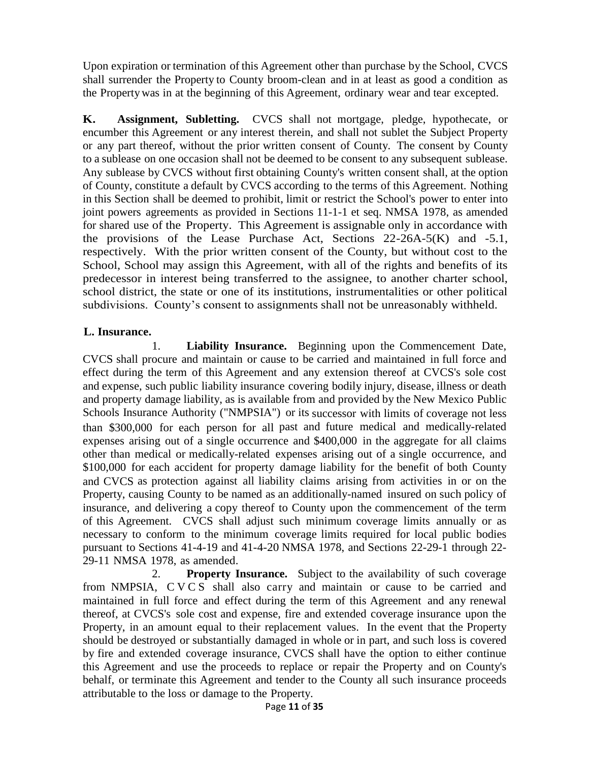Upon expiration or termination of this Agreement other than purchase by the School, CVCS shall surrender the Property to County broom-clean and in at least as good a condition as the Property was in at the beginning of this Agreement, ordinary wear and tear excepted.

**K. Assignment, Subletting.** CVCS shall not mortgage, pledge, hypothecate, or encumber this Agreement or any interest therein, and shall not sublet the Subject Property or any part thereof, without the prior written consent of County. The consent by County to a sublease on one occasion shall not be deemed to be consent to any subsequent sublease. Any sublease by CVCS without first obtaining County's written consent shall, at the option of County, constitute a default by CVCS according to the terms of this Agreement. Nothing in this Section shall be deemed to prohibit, limit or restrict the School's power to enter into joint powers agreements as provided in Sections 11-1-1 et seq. NMSA 1978, as amended for shared use of the Property. This Agreement is assignable only in accordance with the provisions of the Lease Purchase Act, Sections 22-26A-5(K) and -5.1, respectively. With the prior written consent of the County, but without cost to the School, School may assign this Agreement, with all of the rights and benefits of its predecessor in interest being transferred to the assignee, to another charter school, school district, the state or one of its institutions, instrumentalities or other political subdivisions. County's consent to assignments shall not be unreasonably withheld.

**L. Insurance.**

1. **Liability Insurance.** Beginning upon the Commencement Date, CVCS shall procure and maintain or cause to be carried and maintained in full force and effect during the term of this Agreement and any extension thereof at CVCS's sole cost and expense, such public liability insurance covering bodily injury, disease, illness or death and property damage liability, as is available from and provided by the New Mexico Public Schools Insurance Authority ("NMPSIA") or its successor with limits of coverage not less than $300,000 for each person for all past and future medical and medically-related expenses arising out of a single occurrence and $400,000 in the aggregate for all claims other than medical or medically-related expenses arising out of a single occurrence, and $100,000 for each accident for property damage liability for the benefit of both County and CVCS as protection against all liability claims arising from activities in or on the Property, causing County to be named as an additionally-named insured on such policy of insurance, and delivering a copy thereof to County upon the commencement of the term of this Agreement. CVCS shall adjust such minimum coverage limits annually or as necessary to conform to the minimum coverage limits required for local public bodies pursuant to Sections 41-4-19 and 41-4-20 NMSA 1978, and Sections 22-29-1 through 22-29-11 NMSA 1978, as amended.

2. **Property Insurance.** Subject to the availability of such coverage from NMPSIA, CVCS shall also carry and maintain or cause to be carried and maintained in full force and effect during the term of this Agreement and any renewal thereof, at CVCS's sole cost and expense, fire and extended coverage insurance upon the Property, in an amount equal to their replacement values. In the event that the Property should be destroyed or substantially damaged in whole or in part, and such loss is covered by fire and extended coverage insurance, CVCS shall have the option to either continue this Agreement and use the proceeds to replace or repair the Property and on County's behalf, or terminate this Agreement and tender to the County all such insurance proceeds attributable to the loss or damage to the Property.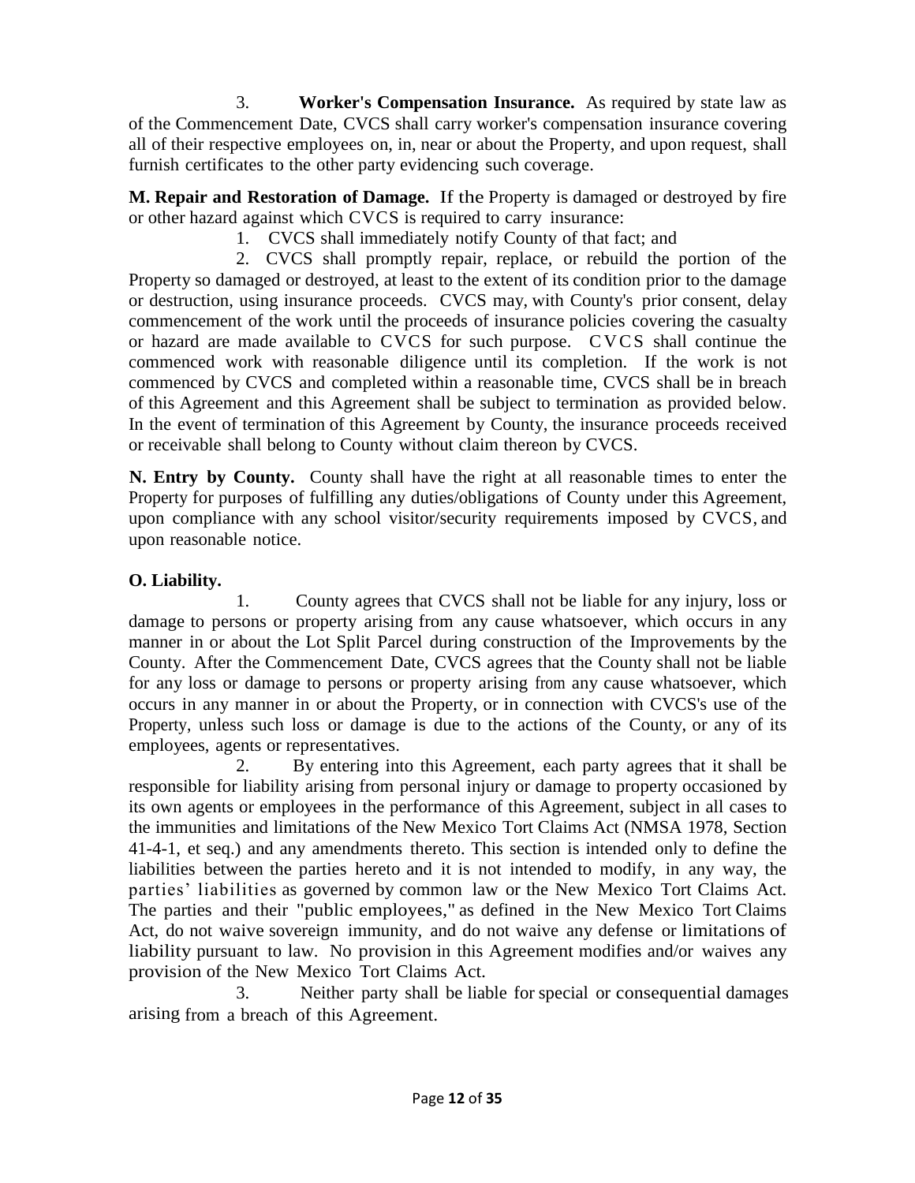3. **Worker's Compensation Insurance.** As required by state law as of the Commencement Date, CVCS shall carry worker's compensation insurance covering all of their respective employees on, in, near or about the Property, and upon request, shall furnish certificates to the other party evidencing such coverage.

**M. Repair and Restoration of Damage.** If the Property is damaged or destroyed by fire or other hazard against which CVCS is required to carry insurance:

1. CVCS shall immediately notify County of that fact; and

2. CVCS shall promptly repair, replace, or rebuild the portion of the Property so damaged or destroyed, at least to the extent of its condition prior to the damage or destruction, using insurance proceeds. CVCS may, with County's prior consent, delay commencement of the work until the proceeds of insurance policies covering the casualty or hazard are made available to CVCS for such purpose. CVCS shall continue the commenced work with reasonable diligence until its completion. If the work is not commenced by CVCS and completed within a reasonable time, CVCS shall be in breach of this Agreement and this Agreement shall be subject to termination as provided below. In the event of termination of this Agreement by County, the insurance proceeds received or receivable shall belong to County without claim thereon by CVCS.

**N. Entry by County.** County shall have the right at all reasonable times to enter the Property for purposes of fulfilling any duties/obligations of County under this Agreement, upon compliance with any school visitor/security requirements imposed by CVCS, and upon reasonable notice.

**O. Liability.**

1. County agrees that CVCS shall not be liable for any injury, loss or damage to persons or property arising from any cause whatsoever, which occurs in any manner in or about the Lot Split Parcel during construction of the Improvements by the County. After the Commencement Date, CVCS agrees that the County shall not be liable for any loss or damage to persons or property arising from any cause whatsoever, which occurs in any manner in or about the Property, or in connection with CVCS's use of the Property, unless such loss or damage is due to the actions of the County, or any of its employees, agents or representatives.

2. By entering into this Agreement, each party agrees that it shall be responsible for liability arising from personal injury or damage to property occasioned by its own agents or employees in the performance of this Agreement, subject in all cases to the immunities and limitations of the New Mexico Tort Claims Act (NMSA 1978, Section 41-4-1, et seq.) and any amendments thereto. This section is intended only to define the liabilities between the parties hereto and it is not intended to modify, in any way, the parties' liabilities as governed by common law or the New Mexico Tort Claims Act. The parties and their "public employees," as defined in the New Mexico Tort Claims Act, do not waive sovereign immunity, and do not waive any defense or limitations of liability pursuant to law. No provision in this Agreement modifies and/or waives any provision of the New Mexico Tort Claims Act.

3. Neither party shall be liable for special or consequential damages arising from a breach of this Agreement.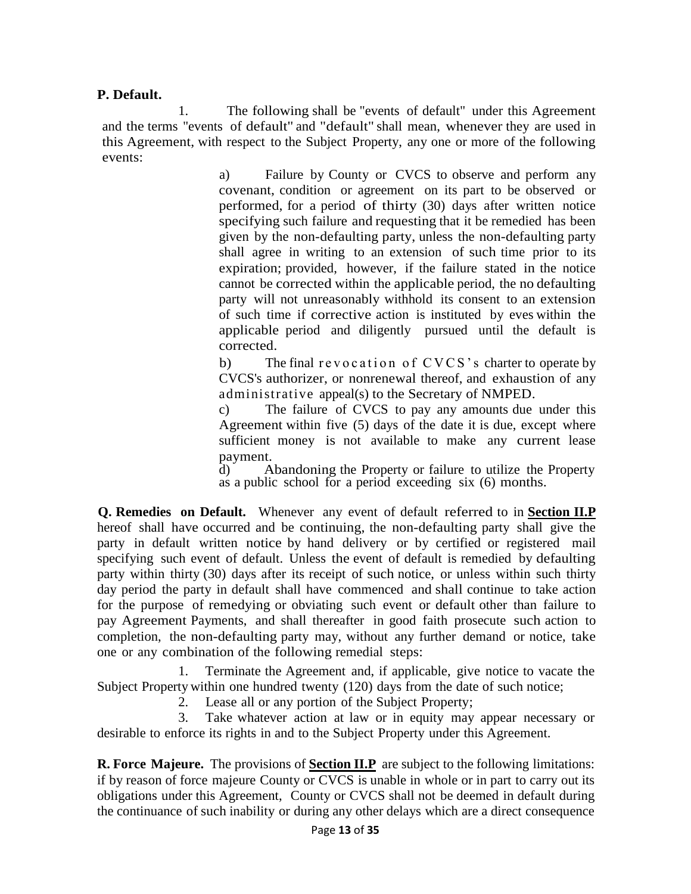**P. Default.**

1. The following shall be "events of default" under this Agreement and the terms "events of default" and "default" shall mean, whenever they are used in this Agreement, with respect to the Subject Property, any one or more of the following events:

a) Failure by County or CVCS to observe and perform any covenant, condition or agreement on its part to be observed or performed, for a period of thirty (30) days after written notice specifying such failure and requesting that it be remedied has been given by the non-defaulting party, unless the non-defaulting party shall agree in writing to an extension of such time prior to its expiration; provided, however, if the failure stated in the notice cannot be corrected within the applicable period, the no defaulting party will not unreasonably withhold its consent to an extension of such time if corrective action is instituted by eves within the applicable period and diligently pursued until the default is corrected.

b) The final revocation of CVCS's charter to operate by CVCS's authorizer, or nonrenewal thereof, and exhaustion of any administrative appeal(s) to the Secretary of NMPED.

c) The failure of CVCS to pay any amounts due under this Agreement within five (5) days of the date it is due, except where sufficient money is not available to make any current lease payment.

d) Abandoning the Property or failure to utilize the Property as a public school for a period exceeding six (6) months.

**Q. Remedies on Default.** Whenever any event of default referred to in **Section II.P** hereof shall have occurred and be continuing, the non-defaulting party shall give the party in default written notice by hand delivery or by certified or registered mail specifying such event of default. Unless the event of default is remedied by defaulting party within thirty (30) days after its receipt of such notice, or unless within such thirty day period the party in default shall have commenced and shall continue to take action for the purpose of remedying or obviating such event or default other than failure to pay Agreement Payments, and shall thereafter in good faith prosecute such action to completion, the non-defaulting party may, without any further demand or notice, take one or any combination of the following remedial steps:

1. Terminate the Agreement and, if applicable, give notice to vacate the Subject Property within one hundred twenty (120) days from the date of such notice;
2. Lease all or any portion of the Subject Property;
3. Take whatever action at law or in equity may appear necessary or desirable to enforce its rights in and to the Subject Property under this Agreement.

**R. Force Majeure.** The provisions of **Section II.P** are subject to the following limitations: if by reason of force majeure County or CVCS is unable in whole or in part to carry out its obligations under this Agreement, County or CVCS shall not be deemed in default during the continuance of such inability or during any other delays which are a direct consequence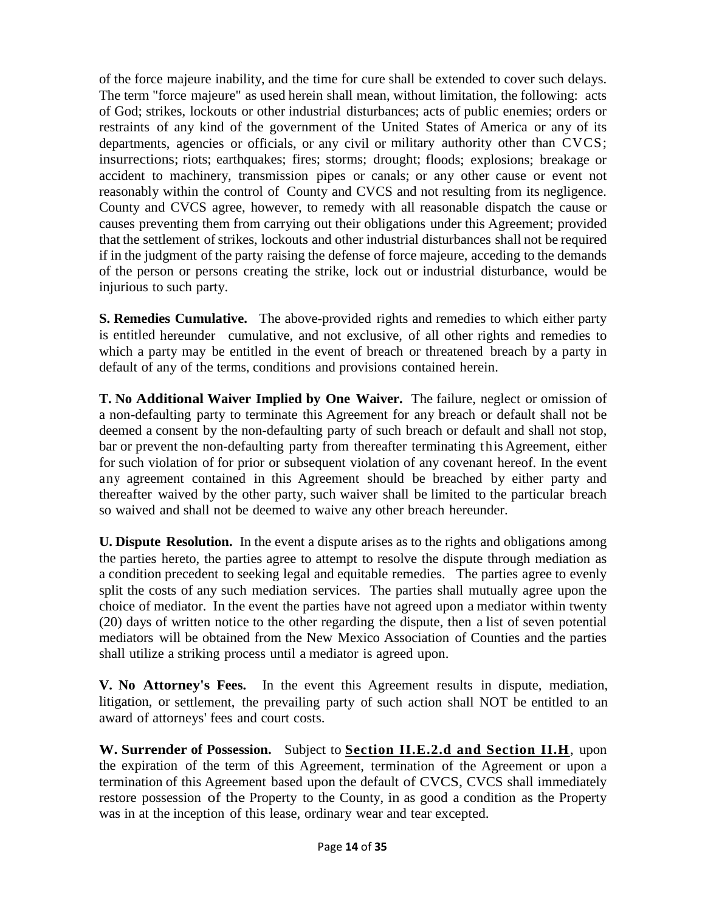of the force majeure inability, and the time for cure shall be extended to cover such delays. The term "force majeure" as used herein shall mean, without limitation, the following: acts of God; strikes, lockouts or other industrial disturbances; acts of public enemies; orders or restraints of any kind of the government of the United States of America or any of its departments, agencies or officials, or any civil or military authority other than CVCS; insurrections; riots; earthquakes; fires; storms; drought; floods; explosions; breakage or accident to machinery, transmission pipes or canals; or any other cause or event not reasonably within the control of County and CVCS and not resulting from its negligence. County and CVCS agree, however, to remedy with all reasonable dispatch the cause or causes preventing them from carrying out their obligations under this Agreement; provided that the settlement of strikes, lockouts and other industrial disturbances shall not be required if in the judgment of the party raising the defense of force majeure, acceding to the demands of the person or persons creating the strike, lock out or industrial disturbance, would be injurious to such party.

**S. Remedies Cumulative.** The above-provided rights and remedies to which either party is entitled hereunder cumulative, and not exclusive, of all other rights and remedies to which a party may be entitled in the event of breach or threatened breach by a party in default of any of the terms, conditions and provisions contained herein.

**T. No Additional Waiver Implied by One Waiver.** The failure, neglect or omission of a non-defaulting party to terminate this Agreement for any breach or default shall not be deemed a consent by the non-defaulting party of such breach or default and shall not stop, bar or prevent the non-defaulting party from thereafter terminating this Agreement, either for such violation of for prior or subsequent violation of any covenant hereof. In the event any agreement contained in this Agreement should be breached by either party and thereafter waived by the other party, such waiver shall be limited to the particular breach so waived and shall not be deemed to waive any other breach hereunder.

**U. Dispute Resolution.** In the event a dispute arises as to the rights and obligations among the parties hereto, the parties agree to attempt to resolve the dispute through mediation as a condition precedent to seeking legal and equitable remedies. The parties agree to evenly split the costs of any such mediation services. The parties shall mutually agree upon the choice of mediator. In the event the parties have not agreed upon a mediator within twenty (20) days of written notice to the other regarding the dispute, then a list of seven potential mediators will be obtained from the New Mexico Association of Counties and the parties shall utilize a striking process until a mediator is agreed upon.

**V. No Attorney's Fees.** In the event this Agreement results in dispute, mediation, litigation, or settlement, the prevailing party of such action shall NOT be entitled to an award of attorneys' fees and court costs.

**W. Surrender of Possession.** Subject to **Section II.E.2.d and Section II.H**, upon the expiration of the term of this Agreement, termination of the Agreement or upon a termination of this Agreement based upon the default of CVCS, CVCS shall immediately restore possession of the Property to the County, in as good a condition as the Property was in at the inception of this lease, ordinary wear and tear excepted.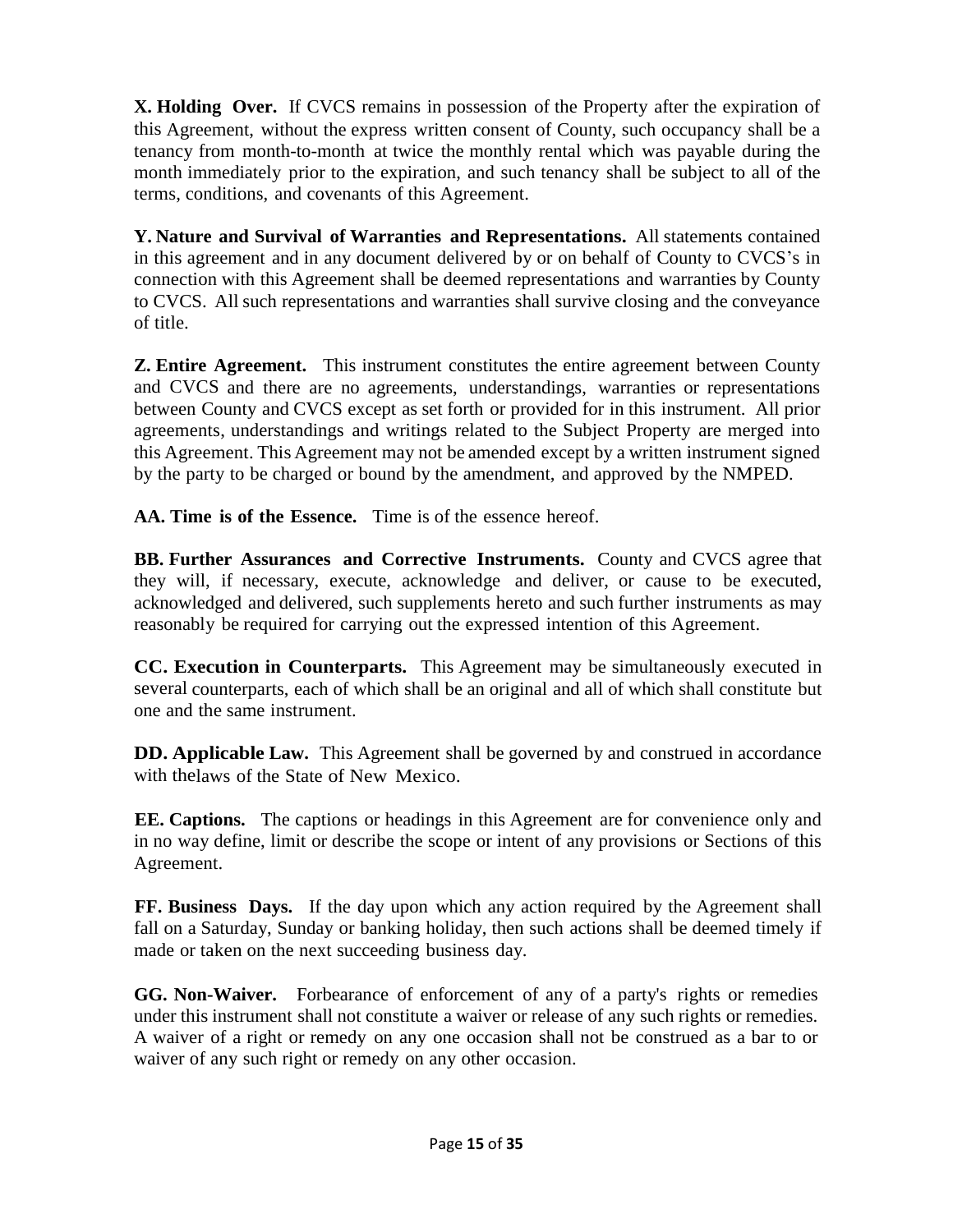**X. Holding Over.** If CVCS remains in possession of the Property after the expiration of this Agreement, without the express written consent of County, such occupancy shall be a tenancy from month-to-month at twice the monthly rental which was payable during the month immediately prior to the expiration, and such tenancy shall be subject to all of the terms, conditions, and covenants of this Agreement.

**Y. Nature and Survival of Warranties and Representations.** All statements contained in this agreement and in any document delivered by or on behalf of County to CVCS's in connection with this Agreement shall be deemed representations and warranties by County to CVCS. All such representations and warranties shall survive closing and the conveyance of title.

**Z. Entire Agreement.** This instrument constitutes the entire agreement between County and CVCS and there are no agreements, understandings, warranties or representations between County and CVCS except as set forth or provided for in this instrument. All prior agreements, understandings and writings related to the Subject Property are merged into this Agreement. This Agreement may not be amended except by a written instrument signed by the party to be charged or bound by the amendment, and approved by the NMPED.

**AA. Time is of the Essence.** Time is of the essence hereof.

**BB. Further Assurances and Corrective Instruments.** County and CVCS agree that they will, if necessary, execute, acknowledge and deliver, or cause to be executed, acknowledged and delivered, such supplements hereto and such further instruments as may reasonably be required for carrying out the expressed intention of this Agreement.

**CC. Execution in Counterparts.** This Agreement may be simultaneously executed in several counterparts, each of which shall be an original and all of which shall constitute but one and the same instrument.

**DD. Applicable Law.** This Agreement shall be governed by and construed in accordance with thelaws of the State of New Mexico.

**EE. Captions.** The captions or headings in this Agreement are for convenience only and in no way define, limit or describe the scope or intent of any provisions or Sections of this Agreement.

**FF. Business Days.** If the day upon which any action required by the Agreement shall fall on a Saturday, Sunday or banking holiday, then such actions shall be deemed timely if made or taken on the next succeeding business day.

**GG. Non-Waiver.** Forbearance of enforcement of any of a party's rights or remedies under this instrument shall not constitute a waiver or release of any such rights or remedies. A waiver of a right or remedy on any one occasion shall not be construed as a bar to or waiver of any such right or remedy on any other occasion.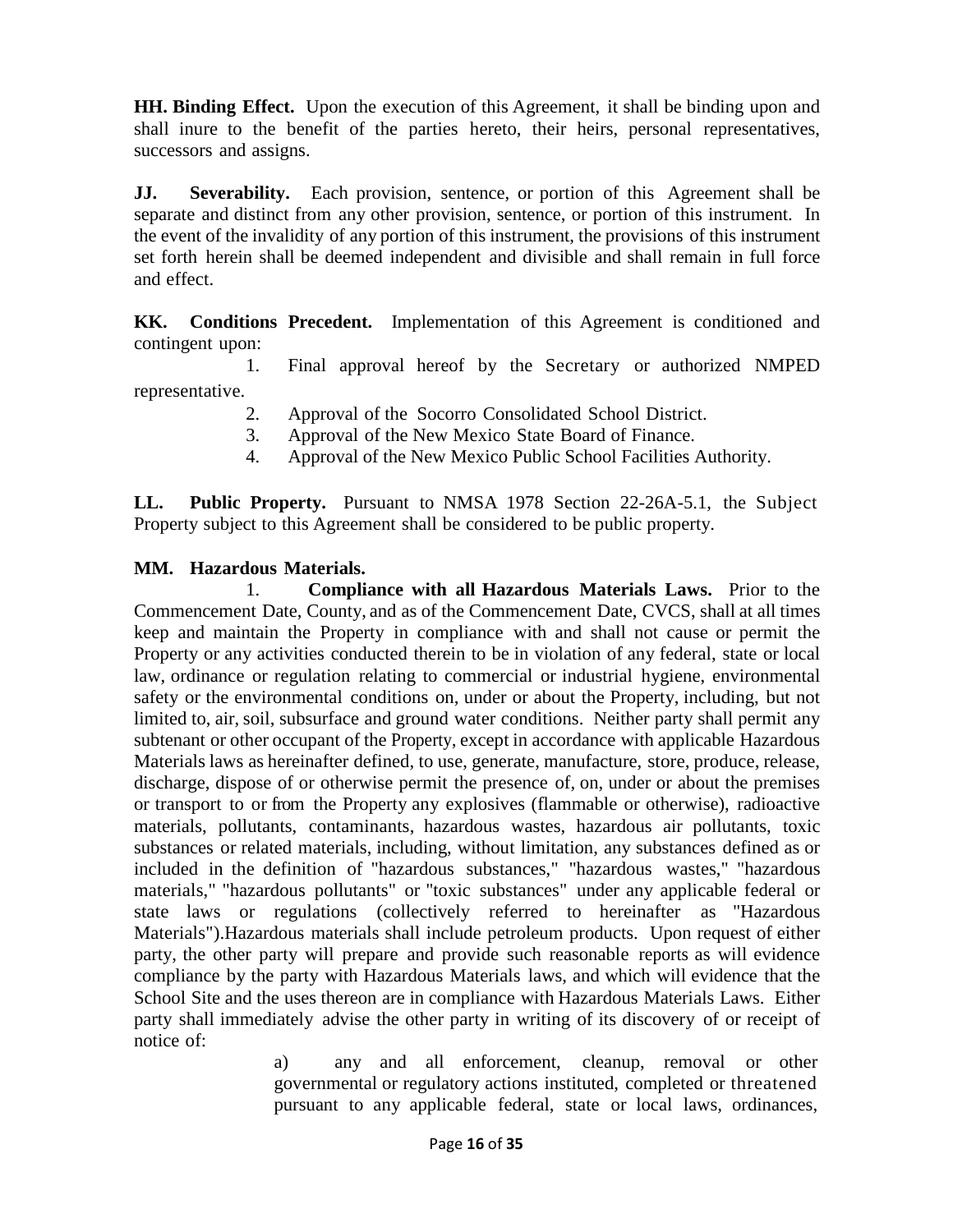**HH. Binding Effect.** Upon the execution of this Agreement, it shall be binding upon and shall inure to the benefit of the parties hereto, their heirs, personal representatives, successors and assigns.

**JJ. Severability.** Each provision, sentence, or portion of this Agreement shall be separate and distinct from any other provision, sentence, or portion of this instrument. In the event of the invalidity of any portion of this instrument, the provisions of this instrument set forth herein shall be deemed independent and divisible and shall remain in full force and effect.

**KK. Conditions Precedent.** Implementation of this Agreement is conditioned and contingent upon:

1. Final approval hereof by the Secretary or authorized NMPED representative.
2. Approval of the Socorro Consolidated School District.
3. Approval of the New Mexico State Board of Finance.
4. Approval of the New Mexico Public School Facilities Authority.

**LL. Public Property.** Pursuant to NMSA 1978 Section 22-26A-5.1, the Subject Property subject to this Agreement shall be considered to be public property.

**MM. Hazardous Materials.**

1. **Compliance with all Hazardous Materials Laws.** Prior to the Commencement Date, County, and as of the Commencement Date, CVCS, shall at all times keep and maintain the Property in compliance with and shall not cause or permit the Property or any activities conducted therein to be in violation of any federal, state or local law, ordinance or regulation relating to commercial or industrial hygiene, environmental safety or the environmental conditions on, under or about the Property, including, but not limited to, air, soil, subsurface and ground water conditions. Neither party shall permit any subtenant or other occupant of the Property, except in accordance with applicable Hazardous Materials laws as hereinafter defined, to use, generate, manufacture, store, produce, release, discharge, dispose of or otherwise permit the presence of, on, under or about the premises or transport to or from the Property any explosives (flammable or otherwise), radioactive materials, pollutants, contaminants, hazardous wastes, hazardous air pollutants, toxic substances or related materials, including, without limitation, any substances defined as or included in the definition of "hazardous substances," "hazardous wastes," "hazardous materials," "hazardous pollutants" or "toxic substances" under any applicable federal or state laws or regulations (collectively referred to hereinafter as "Hazardous Materials").Hazardous materials shall include petroleum products. Upon request of either party, the other party will prepare and provide such reasonable reports as will evidence compliance by the party with Hazardous Materials laws, and which will evidence that the School Site and the uses thereon are in compliance with Hazardous Materials Laws. Either party shall immediately advise the other party in writing of its discovery of or receipt of notice of:

   a) any and all enforcement, cleanup, removal or other governmental or regulatory actions instituted, completed or threatened pursuant to any applicable federal, state or local laws, ordinances,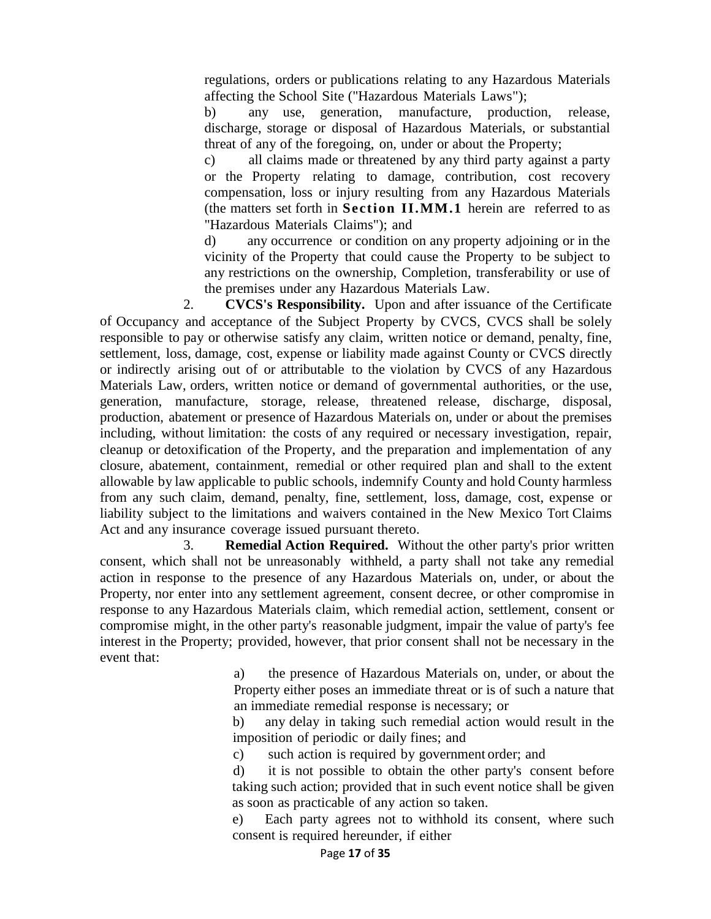regulations, orders or publications relating to any Hazardous Materials affecting the School Site ("Hazardous Materials Laws");

b) any use, generation, manufacture, production, release, discharge, storage or disposal of Hazardous Materials, or substantial threat of any of the foregoing, on, under or about the Property;

c) all claims made or threatened by any third party against a party or the Property relating to damage, contribution, cost recovery compensation, loss or injury resulting from any Hazardous Materials (the matters set forth in **Section II.MM.1** herein are referred to as "Hazardous Materials Claims"); and

d) any occurrence or condition on any property adjoining or in the vicinity of the Property that could cause the Property to be subject to any restrictions on the ownership, Completion, transferability or use of the premises under any Hazardous Materials Law.

2. **CVCS's Responsibility.** Upon and after issuance of the Certificate of Occupancy and acceptance of the Subject Property by CVCS, CVCS shall be solely responsible to pay or otherwise satisfy any claim, written notice or demand, penalty, fine, settlement, loss, damage, cost, expense or liability made against County or CVCS directly or indirectly arising out of or attributable to the violation by CVCS of any Hazardous Materials Law, orders, written notice or demand of governmental authorities, or the use, generation, manufacture, storage, release, threatened release, discharge, disposal, production, abatement or presence of Hazardous Materials on, under or about the premises including, without limitation: the costs of any required or necessary investigation, repair, cleanup or detoxification of the Property, and the preparation and implementation of any closure, abatement, containment, remedial or other required plan and shall to the extent allowable by law applicable to public schools, indemnify County and hold County harmless from any such claim, demand, penalty, fine, settlement, loss, damage, cost, expense or liability subject to the limitations and waivers contained in the New Mexico Tort Claims Act and any insurance coverage issued pursuant thereto.

3. **Remedial Action Required.** Without the other party's prior written consent, which shall not be unreasonably withheld, a party shall not take any remedial action in response to the presence of any Hazardous Materials on, under, or about the Property, nor enter into any settlement agreement, consent decree, or other compromise in response to any Hazardous Materials claim, which remedial action, settlement, consent or compromise might, in the other party's reasonable judgment, impair the value of party's fee interest in the Property; provided, however, that prior consent shall not be necessary in the event that:

a) the presence of Hazardous Materials on, under, or about the Property either poses an immediate threat or is of such a nature that an immediate remedial response is necessary; or

b) any delay in taking such remedial action would result in the imposition of periodic or daily fines; and

c) such action is required by government order; and

d) it is not possible to obtain the other party's consent before taking such action; provided that in such event notice shall be given as soon as practicable of any action so taken.

e) Each party agrees not to withhold its consent, where such consent is required hereunder, if either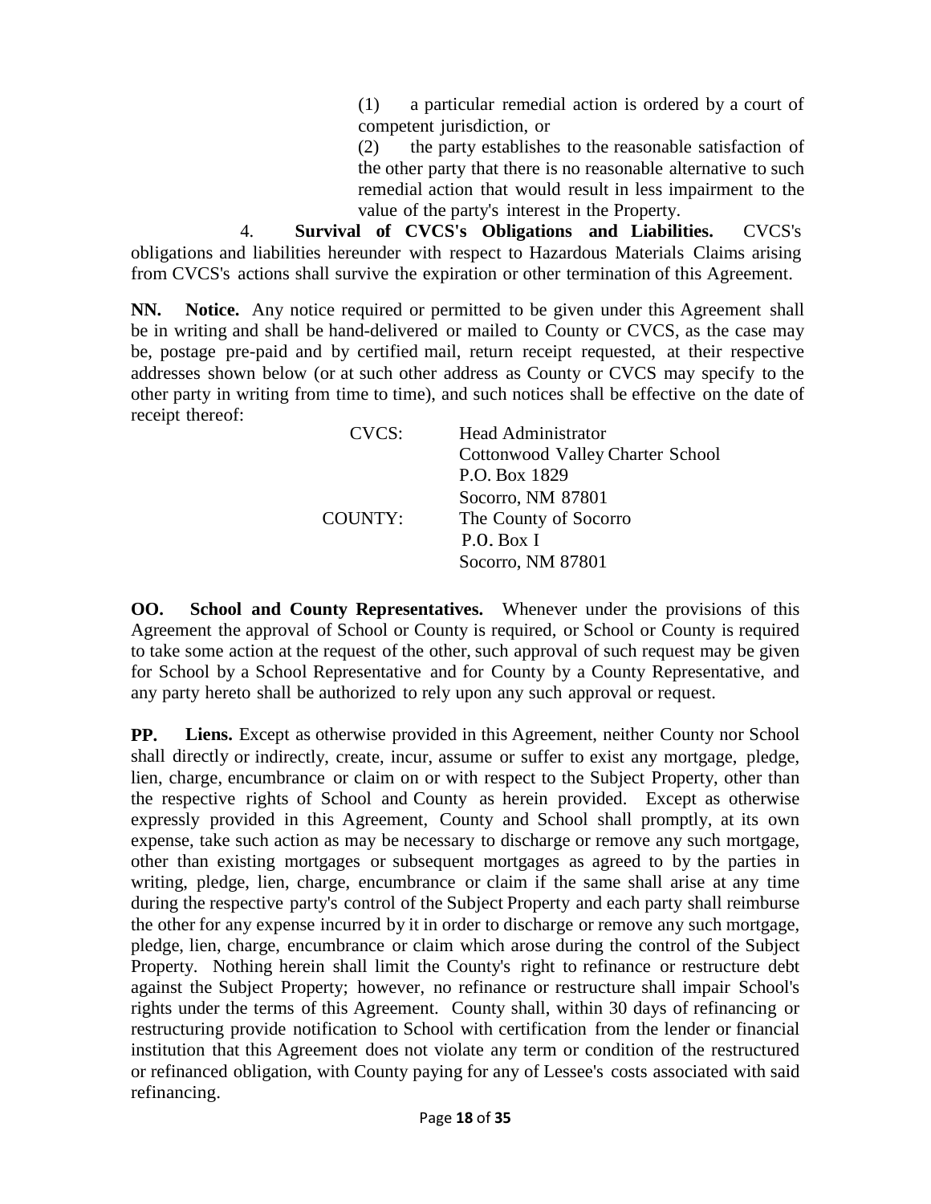(1) a particular remedial action is ordered by a court of competent jurisdiction, or

(2) the party establishes to the reasonable satisfaction of the other party that there is no reasonable alternative to such remedial action that would result in less impairment to the value of the party's interest in the Property.

4. **Survival of CVCS's Obligations and Liabilities.** CVCS's obligations and liabilities hereunder with respect to Hazardous Materials Claims arising from CVCS's actions shall survive the expiration or other termination of this Agreement.

**NN. Notice.** Any notice required or permitted to be given under this Agreement shall be in writing and shall be hand-delivered or mailed to County or CVCS, as the case may be, postage pre-paid and by certified mail, return receipt requested, at their respective addresses shown below (or at such other address as County or CVCS may specify to the other party in writing from time to time), and such notices shall be effective on the date of receipt thereof:

CVCS: Head Administrator
Cottonwood Valley Charter School
P.O. Box 1829
Socorro, NM 87801

COUNTY: The County of Socorro
P.O. Box I
Socorro, NM 87801

**OO. School and County Representatives.** Whenever under the provisions of this Agreement the approval of School or County is required, or School or County is required to take some action at the request of the other, such approval of such request may be given for School by a School Representative and for County by a County Representative, and any party hereto shall be authorized to rely upon any such approval or request.

**PP. Liens.** Except as otherwise provided in this Agreement, neither County nor School shall directly or indirectly, create, incur, assume or suffer to exist any mortgage, pledge, lien, charge, encumbrance or claim on or with respect to the Subject Property, other than the respective rights of School and County as herein provided. Except as otherwise expressly provided in this Agreement, County and School shall promptly, at its own expense, take such action as may be necessary to discharge or remove any such mortgage, other than existing mortgages or subsequent mortgages as agreed to by the parties in writing, pledge, lien, charge, encumbrance or claim if the same shall arise at any time during the respective party's control of the Subject Property and each party shall reimburse the other for any expense incurred by it in order to discharge or remove any such mortgage, pledge, lien, charge, encumbrance or claim which arose during the control of the Subject Property. Nothing herein shall limit the County's right to refinance or restructure debt against the Subject Property; however, no refinance or restructure shall impair School's rights under the terms of this Agreement. County shall, within 30 days of refinancing or restructuring provide notification to School with certification from the lender or financial institution that this Agreement does not violate any term or condition of the restructured or refinanced obligation, with County paying for any of Lessee's costs associated with said refinancing.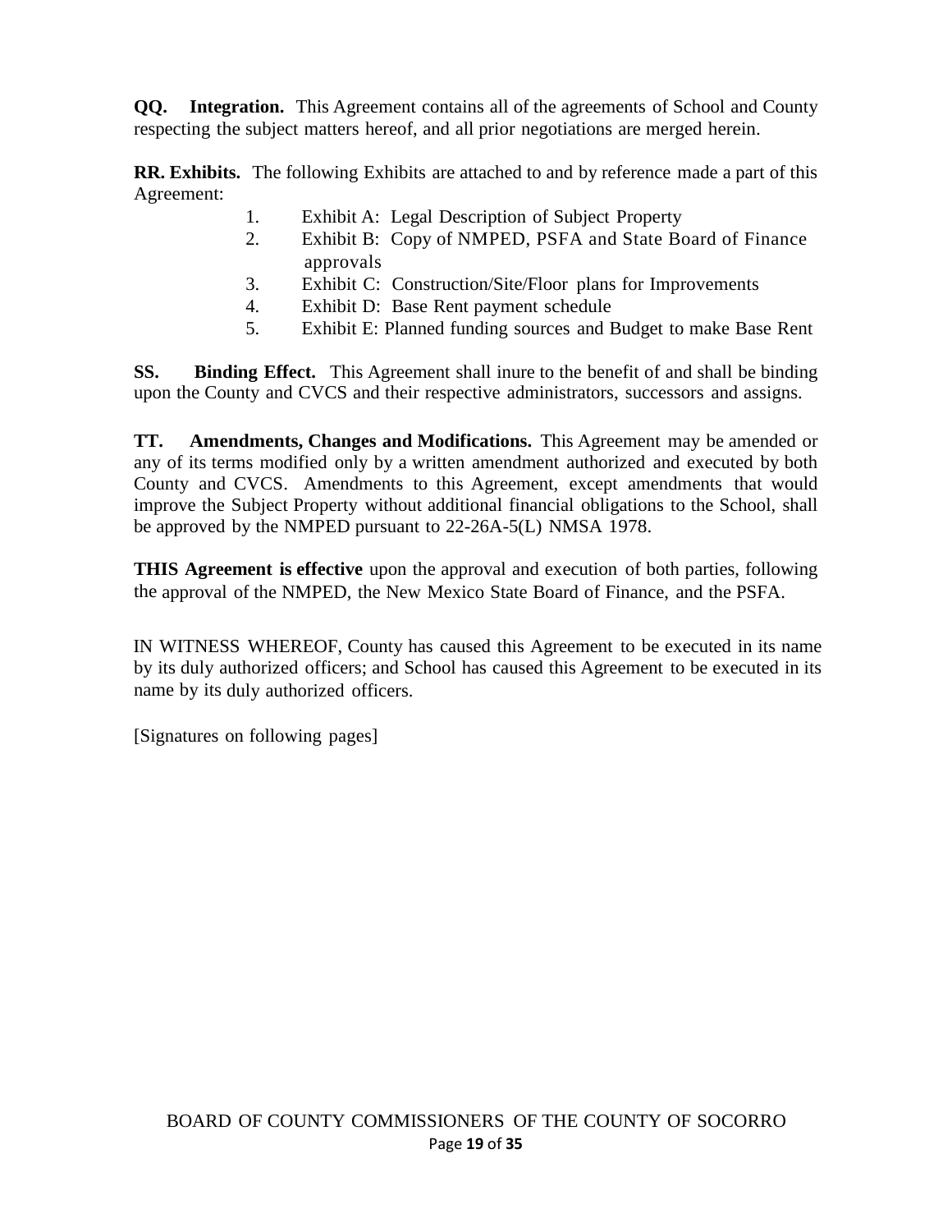**QQ. Integration.** This Agreement contains all of the agreements of School and County respecting the subject matters hereof, and all prior negotiations are merged herein.

**RR. Exhibits.** The following Exhibits are attached to and by reference made a part of this Agreement:

1. Exhibit A: Legal Description of Subject Property
2. Exhibit B: Copy of NMPED, PSFA and State Board of Finance approvals
3. Exhibit C: Construction/Site/Floor plans for Improvements
4. Exhibit D: Base Rent payment schedule
5. Exhibit E: Planned funding sources and Budget to make Base Rent

**SS. Binding Effect.** This Agreement shall inure to the benefit of and shall be binding upon the County and CVCS and their respective administrators, successors and assigns.

**TT. Amendments, Changes and Modifications.** This Agreement may be amended or any of its terms modified only by a written amendment authorized and executed by both County and CVCS. Amendments to this Agreement, except amendments that would improve the Subject Property without additional financial obligations to the School, shall be approved by the NMPED pursuant to 22-26A-5(L) NMSA 1978.

**THIS Agreement is effective** upon the approval and execution of both parties, following the approval of the NMPED, the New Mexico State Board of Finance, and the PSFA.

IN WITNESS WHEREOF, County has caused this Agreement to be executed in its name by its duly authorized officers; and School has caused this Agreement to be executed in its name by its duly authorized officers.

[Signatures on following pages]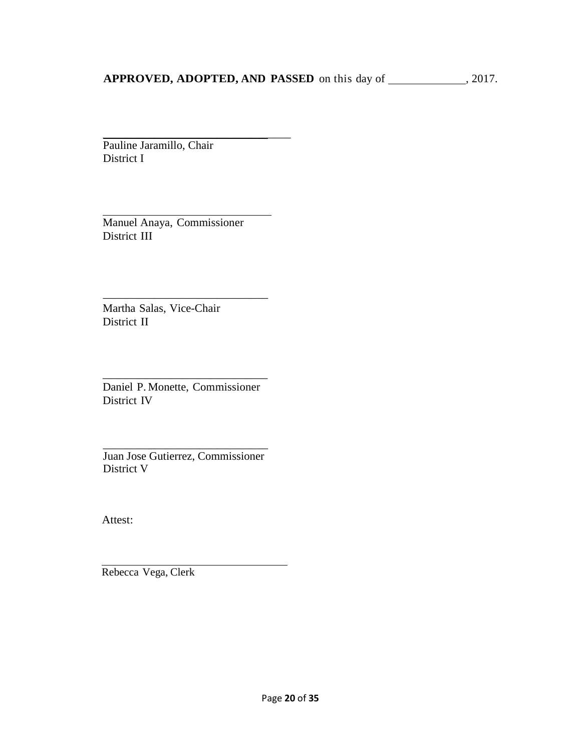**APPROVED, ADOPTED, AND PASSED** on this day of _____________, 2017.

_________________________________
Pauline Jaramillo, Chair
District I

_________________________________
Manuel Anaya, Commissioner
District III

_________________________________
Martha Salas, Vice-Chair
District II

_________________________________
Daniel P. Monette, Commissioner
District IV

_________________________________
Juan Jose Gutierrez, Commissioner
District V

Attest:

_________________________________
Rebecca Vega, Clerk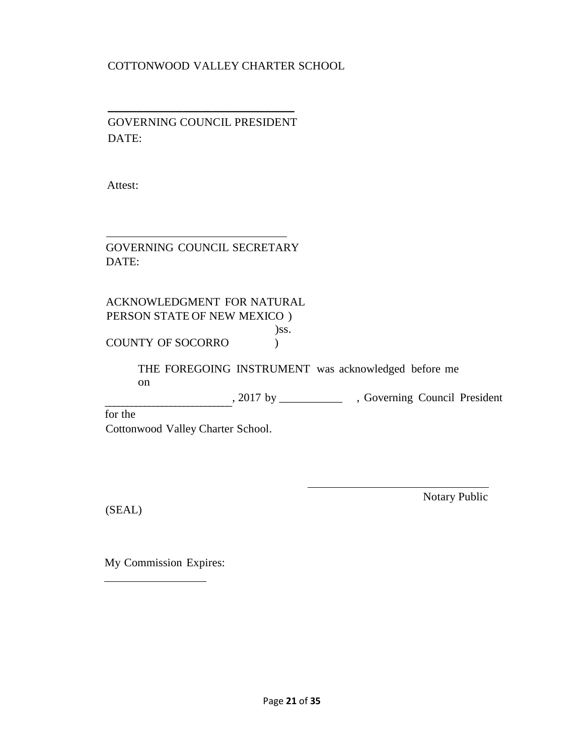COTTONWOOD VALLEY CHARTER SCHOOL

______________________________

GOVERNING COUNCIL PRESIDENT
DATE:

Attest:

______________________________

GOVERNING COUNCIL SECRETARY
DATE:

ACKNOWLEDGMENT FOR NATURAL PERSON STATE OF NEW MEXICO )
)ss.
COUNTY OF SOCORRO )

THE FOREGOING INSTRUMENT was acknowledged before me on ______________________, 2017 by ___________ , Governing Council President for the Cottonwood Valley Charter School.

______________________________
Notary Public

(SEAL)

My Commission Expires:

__________________